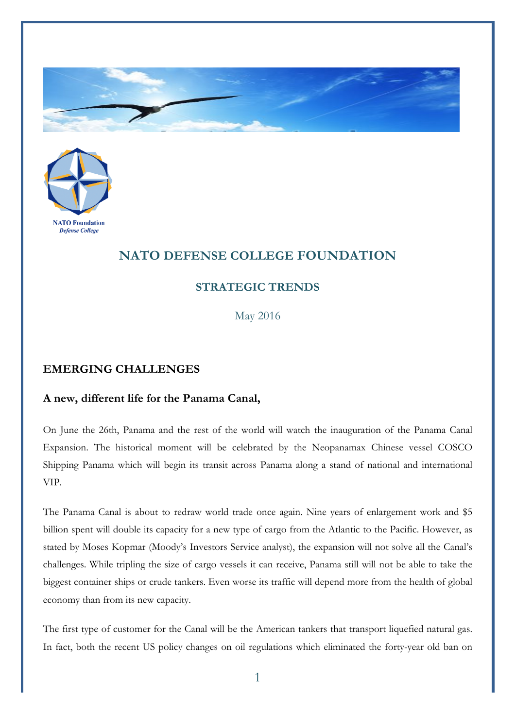NATO Foundation
*Defense College*

# NATO DEFENSE COLLEGE FOUNDATION

## STRATEGIC TRENDS

May 2016

### EMERGING CHALLENGES

### A new, different life for the Panama Canal,

On June the 26th, Panama and the rest of the world will watch the inauguration of the Panama Canal Expansion. The historical moment will be celebrated by the Neopanamax Chinese vessel COSCO Shipping Panama which will begin its transit across Panama along a stand of national and international VIP.

The Panama Canal is about to redraw world trade once again. Nine years of enlargement work and $5 billion spent will double its capacity for a new type of cargo from the Atlantic to the Pacific. However, as stated by Moses Kopmar (Moody's Investors Service analyst), the expansion will not solve all the Canal's challenges. While tripling the size of cargo vessels it can receive, Panama still will not be able to take the biggest container ships or crude tankers. Even worse its traffic will depend more from the health of global economy than from its new capacity.

The first type of customer for the Canal will be the American tankers that transport liquefied natural gas. In fact, both the recent US policy changes on oil regulations which eliminated the forty-year old ban on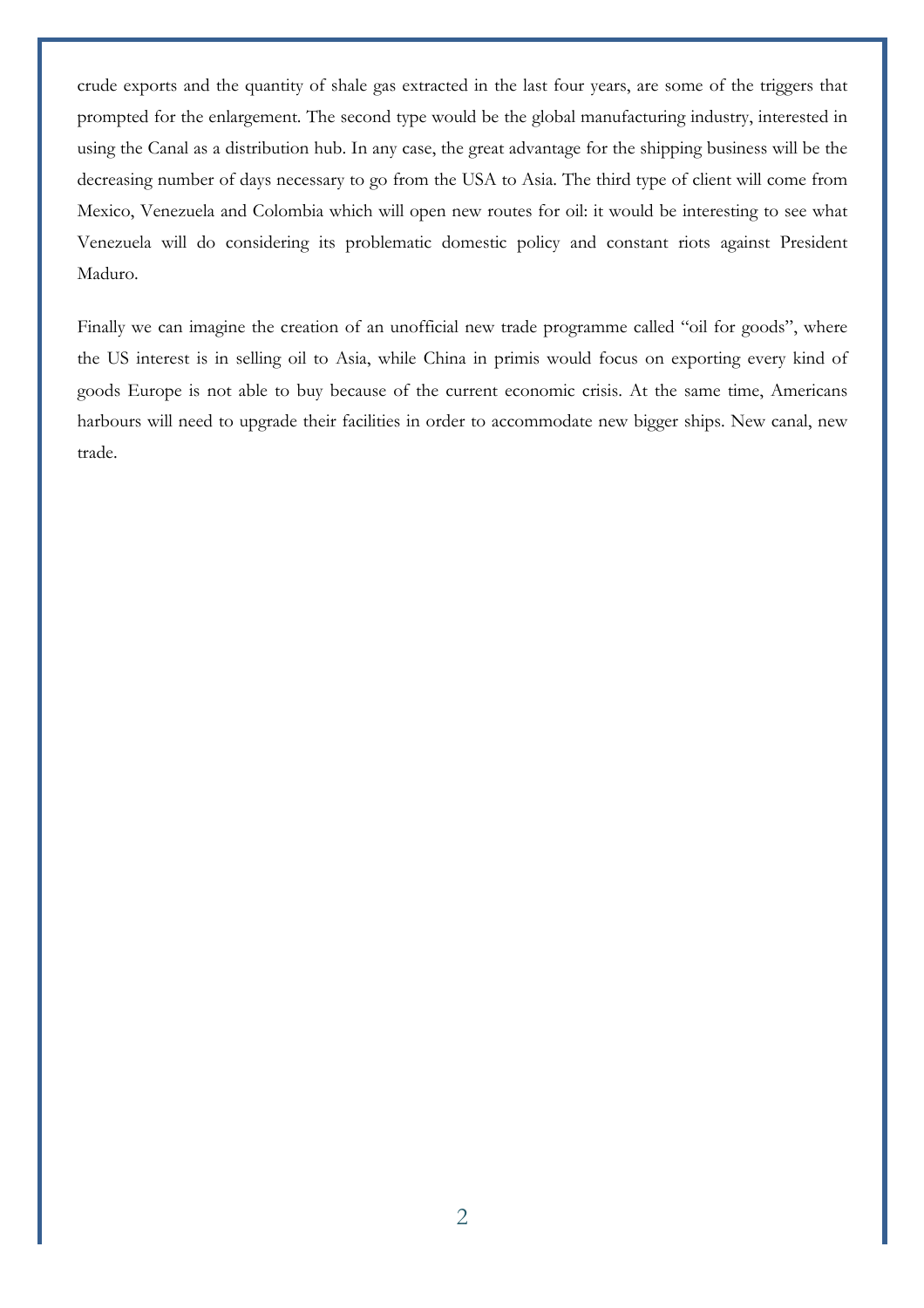crude exports and the quantity of shale gas extracted in the last four years, are some of the triggers that prompted for the enlargement. The second type would be the global manufacturing industry, interested in using the Canal as a distribution hub. In any case, the great advantage for the shipping business will be the decreasing number of days necessary to go from the USA to Asia. The third type of client will come from Mexico, Venezuela and Colombia which will open new routes for oil: it would be interesting to see what Venezuela will do considering its problematic domestic policy and constant riots against President Maduro.

Finally we can imagine the creation of an unofficial new trade programme called "oil for goods", where the US interest is in selling oil to Asia, while China in primis would focus on exporting every kind of goods Europe is not able to buy because of the current economic crisis. At the same time, Americans harbours will need to upgrade their facilities in order to accommodate new bigger ships. New canal, new trade.